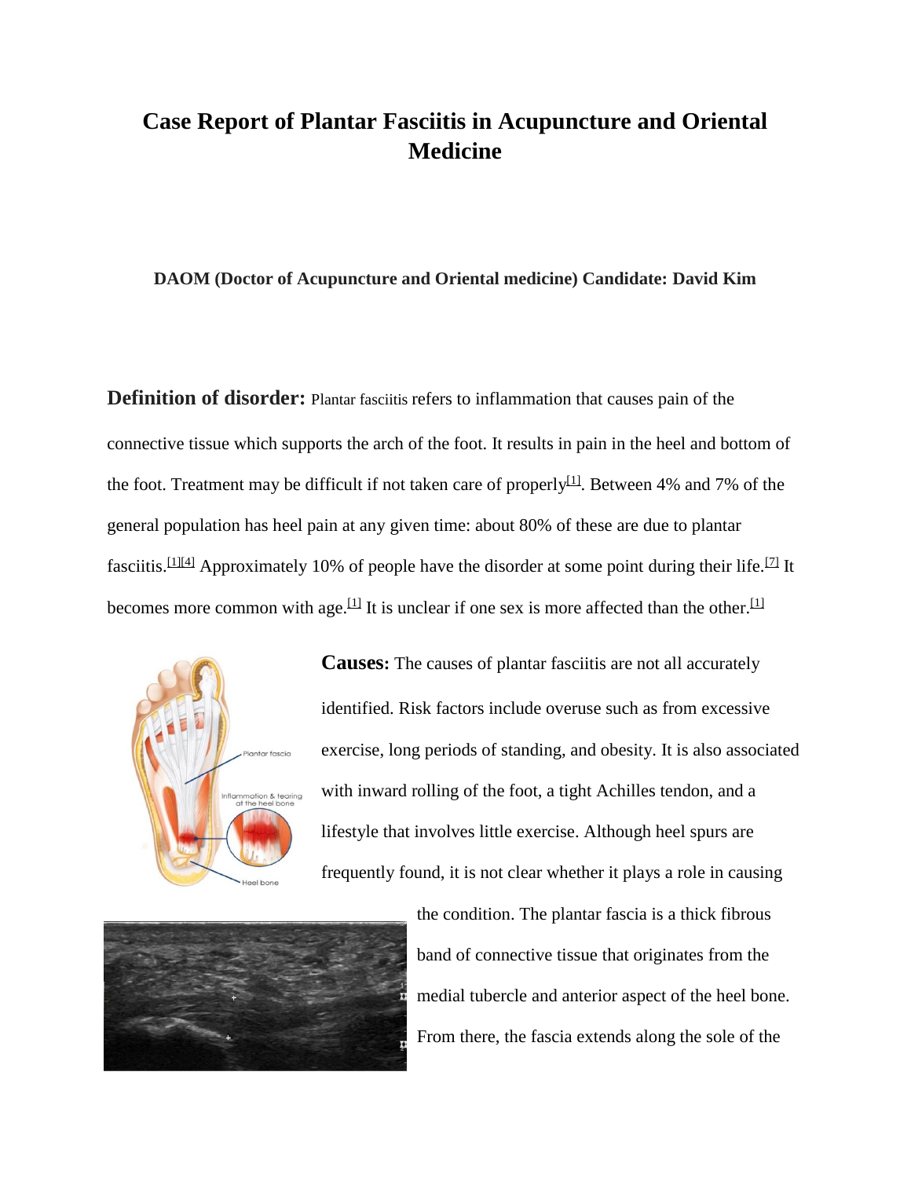# Case Report of Plantar Fasciitis in Acupuncture and Oriental Medicine

**DAOM (Doctor of Acupuncture and Oriental medicine) Candidate: David Kim**

**Definition of disorder:** Plantar fasciitis refers to inflammation that causes pain of the connective tissue which supports the arch of the foot. It results in pain in the heel and bottom of the foot. Treatment may be difficult if not taken care of properly[1]. Between 4% and 7% of the general population has heel pain at any given time: about 80% of these are due to plantar fasciitis.[1][4] Approximately 10% of people have the disorder at some point during their life.[7] It becomes more common with age.[1] It is unclear if one sex is more affected than the other.[1]

**Causes:** The causes of plantar fasciitis are not all accurately identified. Risk factors include overuse such as from excessive exercise, long periods of standing, and obesity. It is also associated with inward rolling of the foot, a tight Achilles tendon, and a lifestyle that involves little exercise. Although heel spurs are frequently found, it is not clear whether it plays a role in causing the condition. The plantar fascia is a thick fibrous band of connective tissue that originates from the medial tubercle and anterior aspect of the heel bone. From there, the fascia extends along the sole of the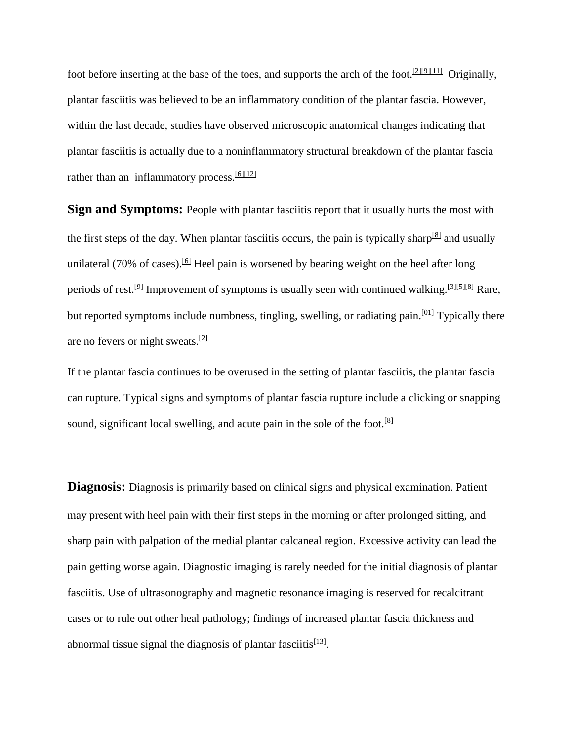foot before inserting at the base of the toes, and supports the arch of the foot.[2][9][11] Originally, plantar fasciitis was believed to be an inflammatory condition of the plantar fascia. However, within the last decade, studies have observed microscopic anatomical changes indicating that plantar fasciitis is actually due to a noninflammatory structural breakdown of the plantar fascia rather than an inflammatory process.[6][12]

**Sign and Symptoms:** People with plantar fasciitis report that it usually hurts the most with the first steps of the day. When plantar fasciitis occurs, the pain is typically sharp[8] and usually unilateral (70% of cases).[6] Heel pain is worsened by bearing weight on the heel after long periods of rest.[9] Improvement of symptoms is usually seen with continued walking.[3][5][8] Rare, but reported symptoms include numbness, tingling, swelling, or radiating pain.[01] Typically there are no fevers or night sweats.[2]

If the plantar fascia continues to be overused in the setting of plantar fasciitis, the plantar fascia can rupture. Typical signs and symptoms of plantar fascia rupture include a clicking or snapping sound, significant local swelling, and acute pain in the sole of the foot.[8]

**Diagnosis:** Diagnosis is primarily based on clinical signs and physical examination. Patient may present with heel pain with their first steps in the morning or after prolonged sitting, and sharp pain with palpation of the medial plantar calcaneal region. Excessive activity can lead the pain getting worse again. Diagnostic imaging is rarely needed for the initial diagnosis of plantar fasciitis. Use of ultrasonography and magnetic resonance imaging is reserved for recalcitrant cases or to rule out other heal pathology; findings of increased plantar fascia thickness and abnormal tissue signal the diagnosis of plantar fasciitis[13].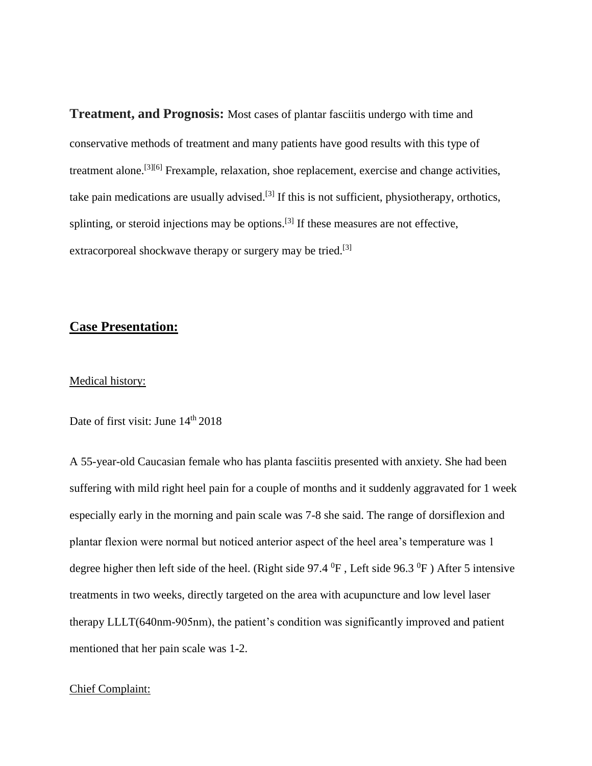**Treatment, and Prognosis:** Most cases of plantar fasciitis undergo with time and conservative methods of treatment and many patients have good results with this type of treatment alone.[3][6] Frexample, relaxation, shoe replacement, exercise and change activities, take pain medications are usually advised.[3] If this is not sufficient, physiotherapy, orthotics, splinting, or steroid injections may be options.[3] If these measures are not effective, extracorporeal shockwave therapy or surgery may be tried.[3]

## Case Presentation:

Medical history:

Date of first visit: June 14th 2018

A 55-year-old Caucasian female who has planta fasciitis presented with anxiety. She had been suffering with mild right heel pain for a couple of months and it suddenly aggravated for 1 week especially early in the morning and pain scale was 7-8 she said. The range of dorsiflexion and plantar flexion were normal but noticed anterior aspect of the heel area's temperature was 1 degree higher then left side of the heel. (Right side 97.4 $^{0}$F , Left side 96.3 $^{0}$F ) After 5 intensive treatments in two weeks, directly targeted on the area with acupuncture and low level laser therapy LLLT(640nm-905nm), the patient's condition was significantly improved and patient mentioned that her pain scale was 1-2.

Chief Complaint: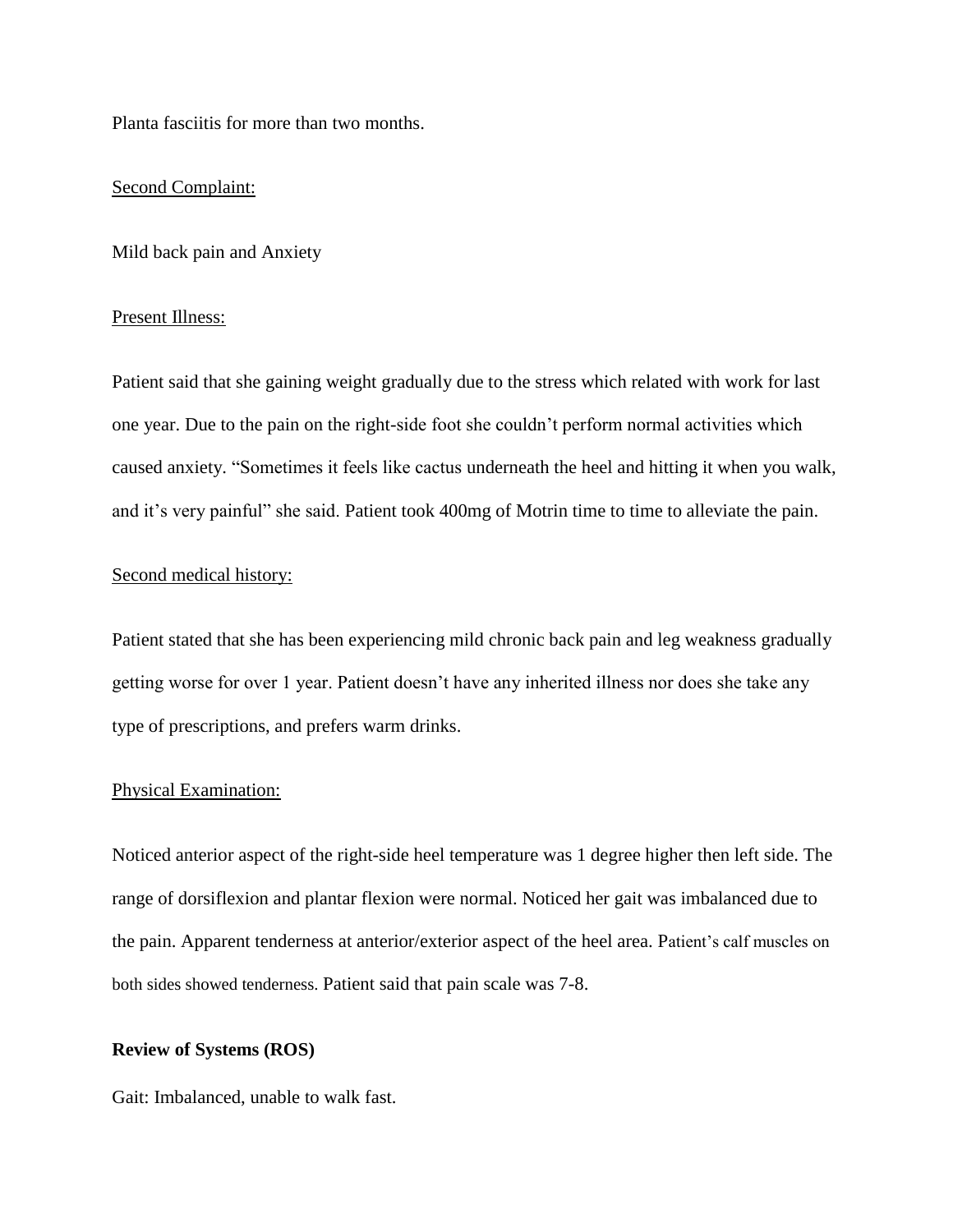Planta fasciitis for more than two months.

<u>Second Complaint:</u>

Mild back pain and Anxiety

<u>Present Illness:</u>

Patient said that she gaining weight gradually due to the stress which related with work for last one year. Due to the pain on the right-side foot she couldn't perform normal activities which caused anxiety. "Sometimes it feels like cactus underneath the heel and hitting it when you walk, and it's very painful" she said. Patient took 400mg of Motrin time to time to alleviate the pain.

<u>Second medical history:</u>

Patient stated that she has been experiencing mild chronic back pain and leg weakness gradually getting worse for over 1 year. Patient doesn't have any inherited illness nor does she take any type of prescriptions, and prefers warm drinks.

<u>Physical Examination:</u>

Noticed anterior aspect of the right-side heel temperature was 1 degree higher then left side. The range of dorsiflexion and plantar flexion were normal. Noticed her gait was imbalanced due to the pain. Apparent tenderness at anterior/exterior aspect of the heel area. Patient's calf muscles on both sides showed tenderness. Patient said that pain scale was 7-8.

**Review of Systems (ROS)**

Gait: Imbalanced, unable to walk fast.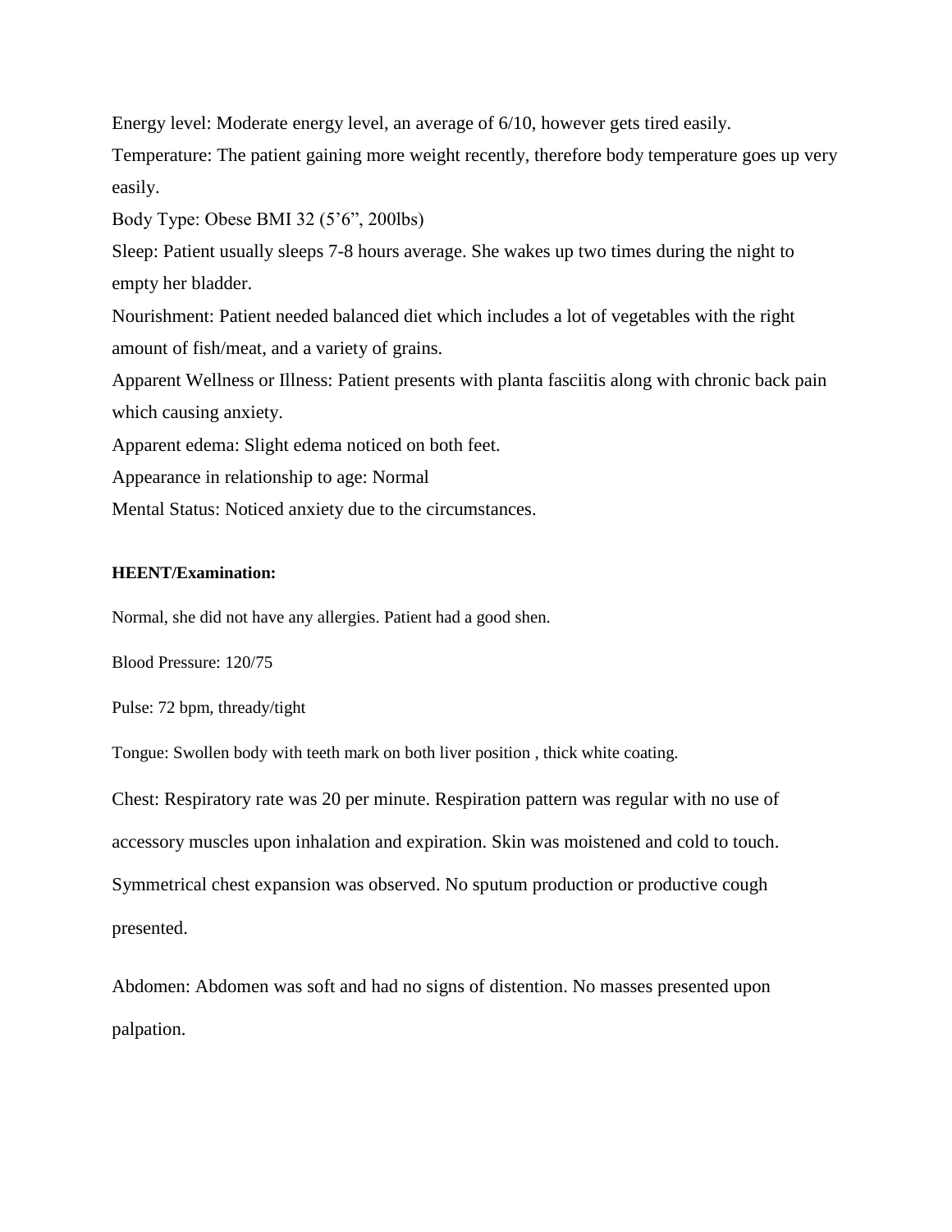Energy level: Moderate energy level, an average of 6/10, however gets tired easily.

Temperature: The patient gaining more weight recently, therefore body temperature goes up very easily.

Body Type: Obese BMI 32 (5'6", 200lbs)

Sleep: Patient usually sleeps 7-8 hours average. She wakes up two times during the night to empty her bladder.

Nourishment: Patient needed balanced diet which includes a lot of vegetables with the right amount of fish/meat, and a variety of grains.

Apparent Wellness or Illness: Patient presents with planta fasciitis along with chronic back pain which causing anxiety.

Apparent edema: Slight edema noticed on both feet.

Appearance in relationship to age: Normal

Mental Status: Noticed anxiety due to the circumstances.

**HEENT/Examination:**

Normal, she did not have any allergies. Patient had a good shen.

Blood Pressure: 120/75

Pulse: 72 bpm, thready/tight

Tongue: Swollen body with teeth mark on both liver position , thick white coating.

Chest: Respiratory rate was 20 per minute. Respiration pattern was regular with no use of accessory muscles upon inhalation and expiration. Skin was moistened and cold to touch. Symmetrical chest expansion was observed. No sputum production or productive cough presented.

Abdomen: Abdomen was soft and had no signs of distention. No masses presented upon palpation.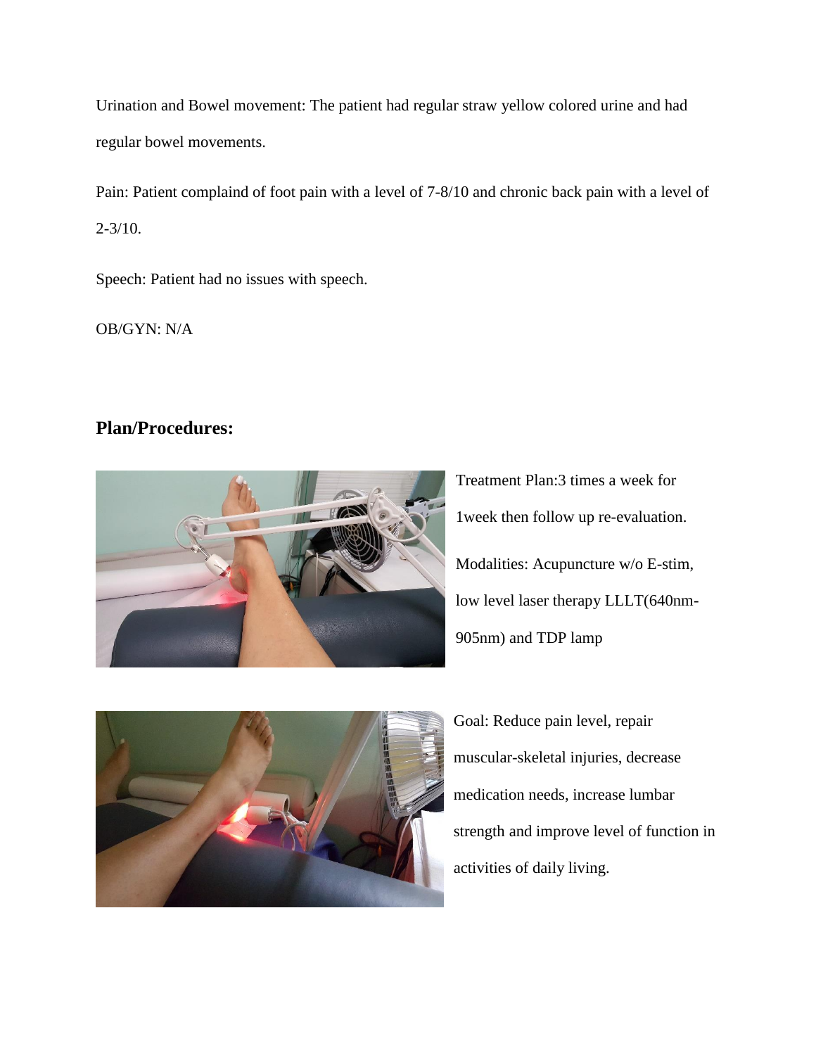Urination and Bowel movement: The patient had regular straw yellow colored urine and had regular bowel movements.

Pain: Patient complaind of foot pain with a level of 7-8/10 and chronic back pain with a level of 2-3/10.

Speech: Patient had no issues with speech.

OB/GYN: N/A

## Plan/Procedures:

Treatment Plan:3 times a week for 1week then follow up re-evaluation.

Modalities: Acupuncture w/o E-stim, low level laser therapy LLLT(640nm-905nm) and TDP lamp

Goal: Reduce pain level, repair muscular-skeletal injuries, decrease medication needs, increase lumbar strength and improve level of function in activities of daily living.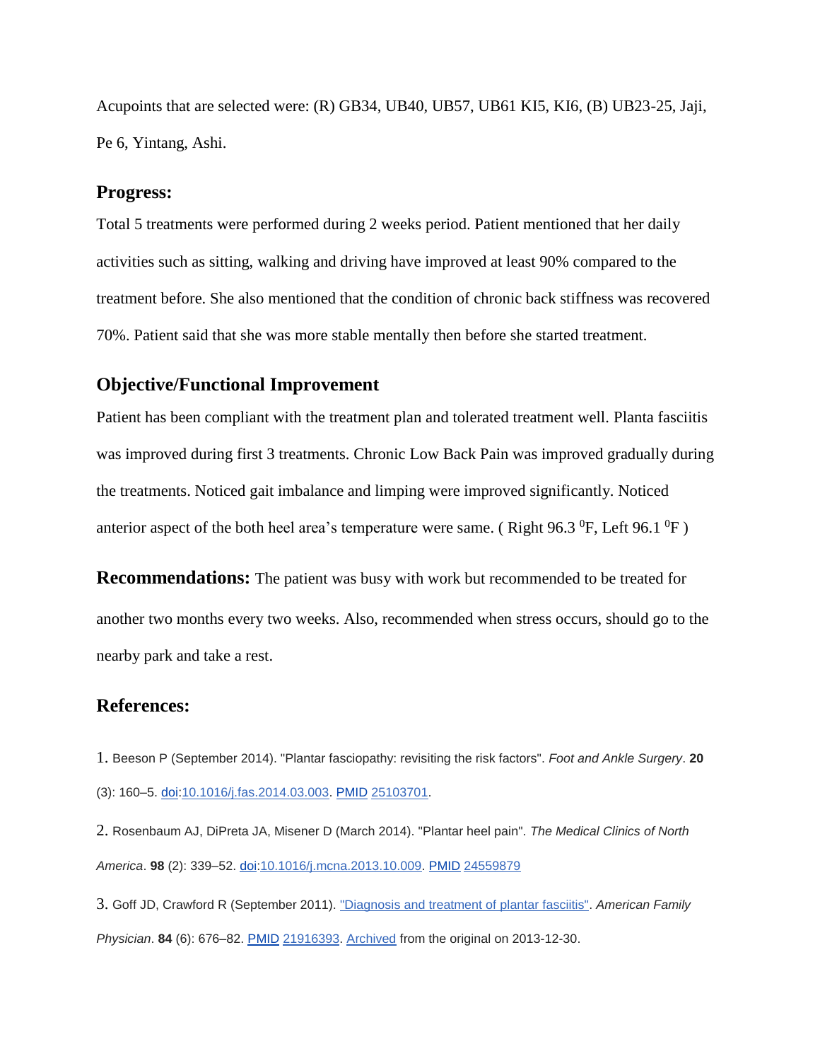Acupoints that are selected were: (R) GB34, UB40, UB57, UB61 KI5, KI6, (B) UB23-25, Jaji, Pe 6, Yintang, Ashi.

## Progress:

Total 5 treatments were performed during 2 weeks period. Patient mentioned that her daily activities such as sitting, walking and driving have improved at least 90% compared to the treatment before. She also mentioned that the condition of chronic back stiffness was recovered 70%. Patient said that she was more stable mentally then before she started treatment.

## Objective/Functional Improvement

Patient has been compliant with the treatment plan and tolerated treatment well. Planta fasciitis was improved during first 3 treatments. Chronic Low Back Pain was improved gradually during the treatments. Noticed gait imbalance and limping were improved significantly. Noticed anterior aspect of the both heel area's temperature were same. ( Right 96.3 $^{0}$F, Left 96.1 $^{0}$F )

**Recommendations:** The patient was busy with work but recommended to be treated for another two months every two weeks. Also, recommended when stress occurs, should go to the nearby park and take a rest.

## References:

1. Beeson P (September 2014). "Plantar fasciopathy: revisiting the risk factors". *Foot and Ankle Surgery*. **20** (3): 160–5. doi:10.1016/j.fas.2014.03.003. PMID 25103701.

2. Rosenbaum AJ, DiPreta JA, Misener D (March 2014). "Plantar heel pain". *The Medical Clinics of North America*. **98** (2): 339–52. doi:10.1016/j.mcna.2013.10.009. PMID 24559879

3. Goff JD, Crawford R (September 2011). "Diagnosis and treatment of plantar fasciitis". *American Family Physician*. **84** (6): 676–82. PMID 21916393. Archived from the original on 2013-12-30.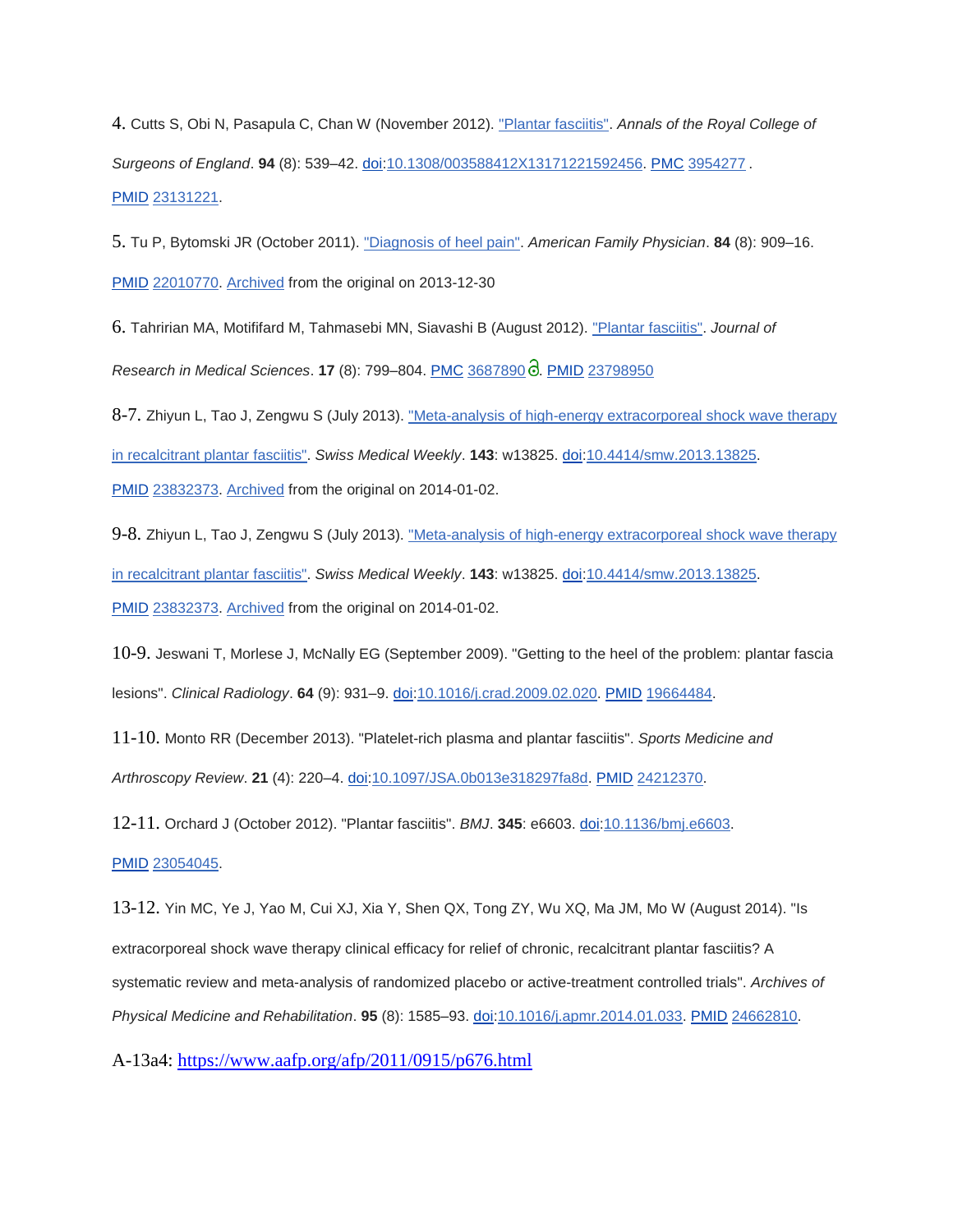4. Cutts S, Obi N, Pasapula C, Chan W (November 2012). "Plantar fasciitis". *Annals of the Royal College of Surgeons of England*. **94** (8): 539–42. doi:10.1308/003588412X13171221592456. PMC 3954277 . PMID 23131221.

5. Tu P, Bytomski JR (October 2011). "Diagnosis of heel pain". *American Family Physician*. **84** (8): 909–16. PMID 22010770. Archived from the original on 2013-12-30

6. Tahririan MA, Motififard M, Tahmasebi MN, Siavashi B (August 2012). "Plantar fasciitis". *Journal of Research in Medical Sciences*. **17** (8): 799–804. PMC 3687890. PMID 23798950

8-7. Zhiyun L, Tao J, Zengwu S (July 2013). "Meta-analysis of high-energy extracorporeal shock wave therapy in recalcitrant plantar fasciitis". *Swiss Medical Weekly*. **143**: w13825. doi:10.4414/smw.2013.13825. PMID 23832373. Archived from the original on 2014-01-02.

9-8. Zhiyun L, Tao J, Zengwu S (July 2013). "Meta-analysis of high-energy extracorporeal shock wave therapy in recalcitrant plantar fasciitis". *Swiss Medical Weekly*. **143**: w13825. doi:10.4414/smw.2013.13825. PMID 23832373. Archived from the original on 2014-01-02.

10-9. Jeswani T, Morlese J, McNally EG (September 2009). "Getting to the heel of the problem: plantar fascia lesions". *Clinical Radiology*. **64** (9): 931–9. doi:10.1016/j.crad.2009.02.020. PMID 19664484.

11-10. Monto RR (December 2013). "Platelet-rich plasma and plantar fasciitis". *Sports Medicine and Arthroscopy Review*. **21** (4): 220–4. doi:10.1097/JSA.0b013e318297fa8d. PMID 24212370.

12-11. Orchard J (October 2012). "Plantar fasciitis". *BMJ*. **345**: e6603. doi:10.1136/bmj.e6603. PMID 23054045.

13-12. Yin MC, Ye J, Yao M, Cui XJ, Xia Y, Shen QX, Tong ZY, Wu XQ, Ma JM, Mo W (August 2014). "Is extracorporeal shock wave therapy clinical efficacy for relief of chronic, recalcitrant plantar fasciitis? A systematic review and meta-analysis of randomized placebo or active-treatment controlled trials". *Archives of Physical Medicine and Rehabilitation*. **95** (8): 1585–93. doi:10.1016/j.apmr.2014.01.033. PMID 24662810.

A-13a4: https://www.aafp.org/afp/2011/0915/p676.html